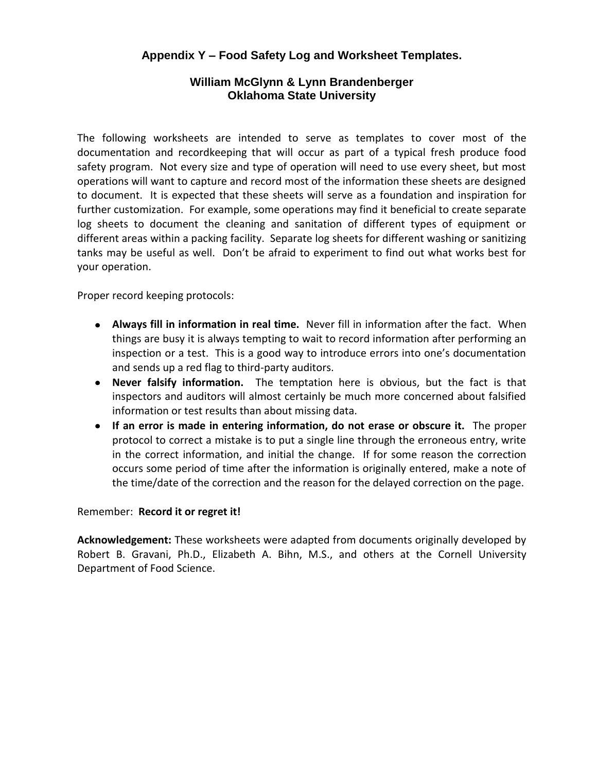# Appendix Y – Food Safety Log and Worksheet Templates.

## William McGlynn & Lynn Brandenberger
## Oklahoma State University

The following worksheets are intended to serve as templates to cover most of the documentation and recordkeeping that will occur as part of a typical fresh produce food safety program. Not every size and type of operation will need to use every sheet, but most operations will want to capture and record most of the information these sheets are designed to document. It is expected that these sheets will serve as a foundation and inspiration for further customization. For example, some operations may find it beneficial to create separate log sheets to document the cleaning and sanitation of different types of equipment or different areas within a packing facility. Separate log sheets for different washing or sanitizing tanks may be useful as well. Don't be afraid to experiment to find out what works best for your operation.

Proper record keeping protocols:

- **Always fill in information in real time.** Never fill in information after the fact. When things are busy it is always tempting to wait to record information after performing an inspection or a test. This is a good way to introduce errors into one's documentation and sends up a red flag to third-party auditors.
- **Never falsify information.** The temptation here is obvious, but the fact is that inspectors and auditors will almost certainly be much more concerned about falsified information or test results than about missing data.
- **If an error is made in entering information, do not erase or obscure it.** The proper protocol to correct a mistake is to put a single line through the erroneous entry, write in the correct information, and initial the change. If for some reason the correction occurs some period of time after the information is originally entered, make a note of the time/date of the correction and the reason for the delayed correction on the page.

Remember: **Record it or regret it!**

**Acknowledgement:** These worksheets were adapted from documents originally developed by Robert B. Gravani, Ph.D., Elizabeth A. Bihn, M.S., and others at the Cornell University Department of Food Science.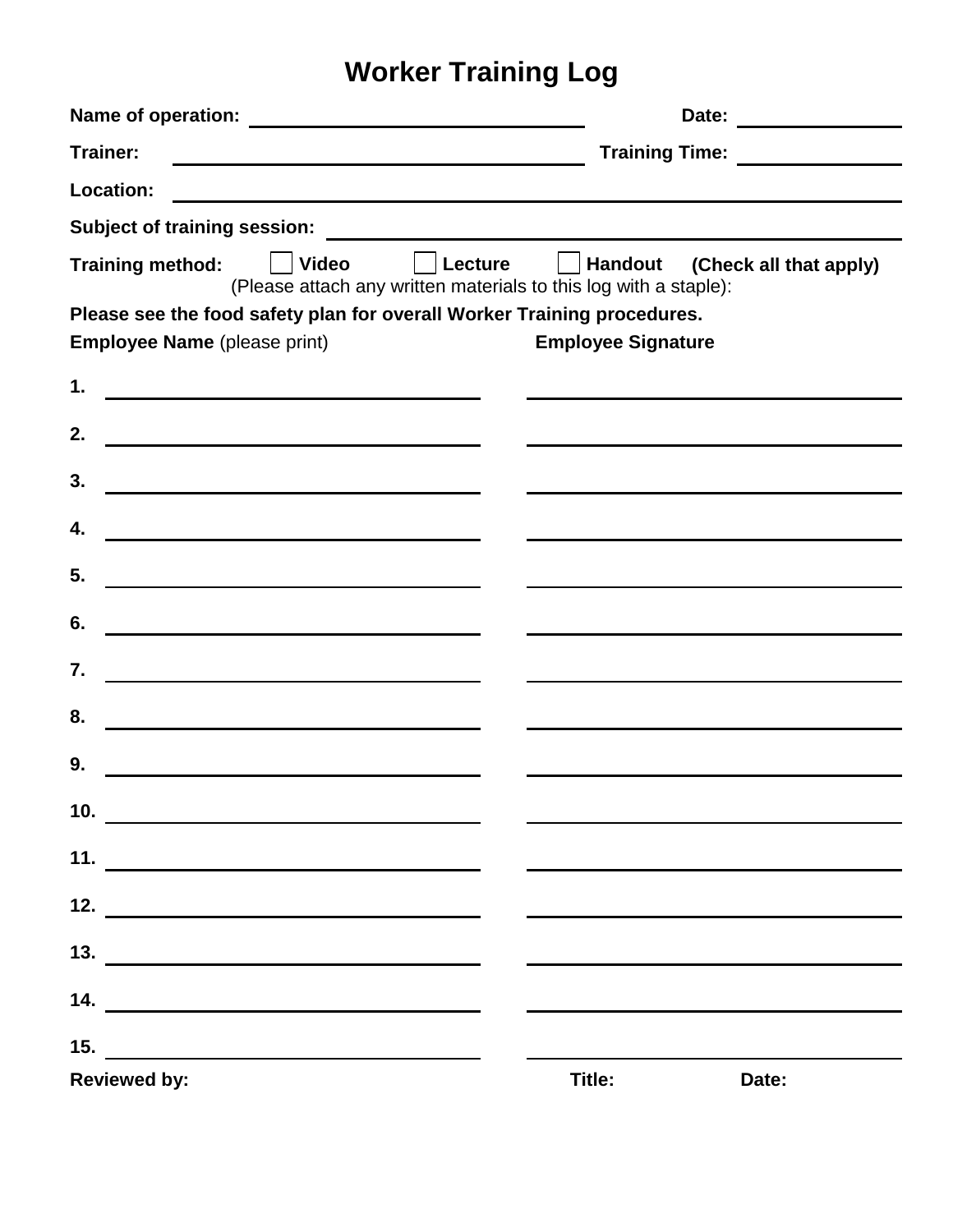# Worker Training Log

**Name of operation:** ______________________________ **Date:** ______________

**Trainer:** ______________________________ **Training Time:** ______________

**Location:** ______________________________________________________________

**Subject of training session:** ______________________________________________

**Training method:** ☐ **Video** ☐ **Lecture** ☐ **Handout** **(Check all that apply)**
(Please attach any written materials to this log with a staple):

**Please see the food safety plan for overall Worker Training procedures.**

| **Employee Name** (please print) | **Employee Signature** |
|---|---|
| **1.** | |
| **2.** | |
| **3.** | |
| **4.** | |
| **5.** | |
| **6.** | |
| **7.** | |
| **8.** | |
| **9.** | |
| **10.** | |
| **11.** | |
| **12.** | |
| **13.** | |
| **14.** | |
| **15.** | |

**Reviewed by:** **Title:** **Date:**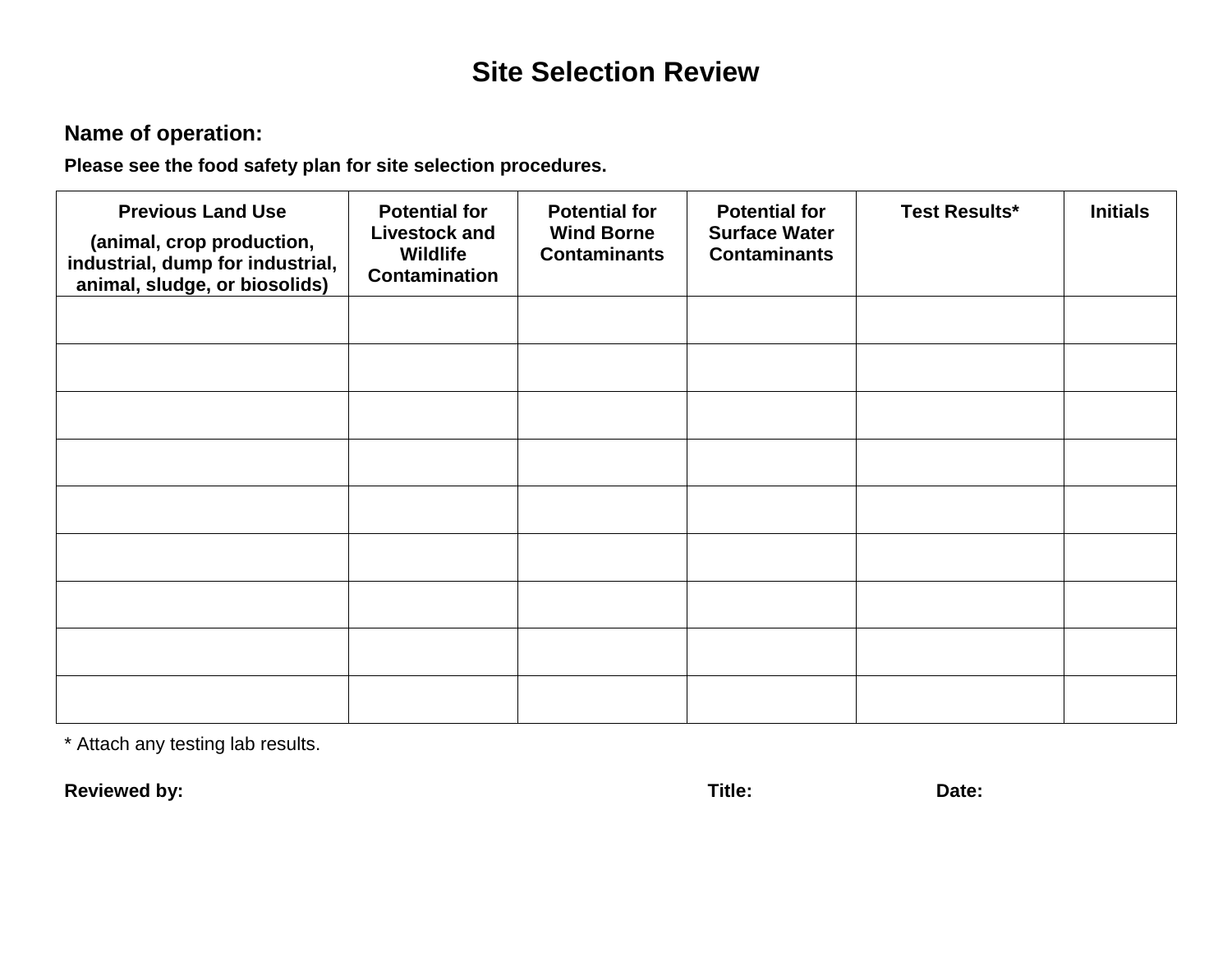# Site Selection Review

**Name of operation:**

**Please see the food safety plan for site selection procedures.**

| Previous Land Use (animal, crop production, industrial, dump for industrial, animal, sludge, or biosolids) | Potential for Livestock and Wildlife Contamination | Potential for Wind Borne Contaminants | Potential for Surface Water Contaminants | Test Results* | Initials |
|---|---|---|---|---|---|
| | | | | | |
| | | | | | |
| | | | | | |
| | | | | | |
| | | | | | |
| | | | | | |
| | | | | | |
| | | | | | |
| | | | | | |

* Attach any testing lab results.

**Reviewed by:** **Title:** **Date:**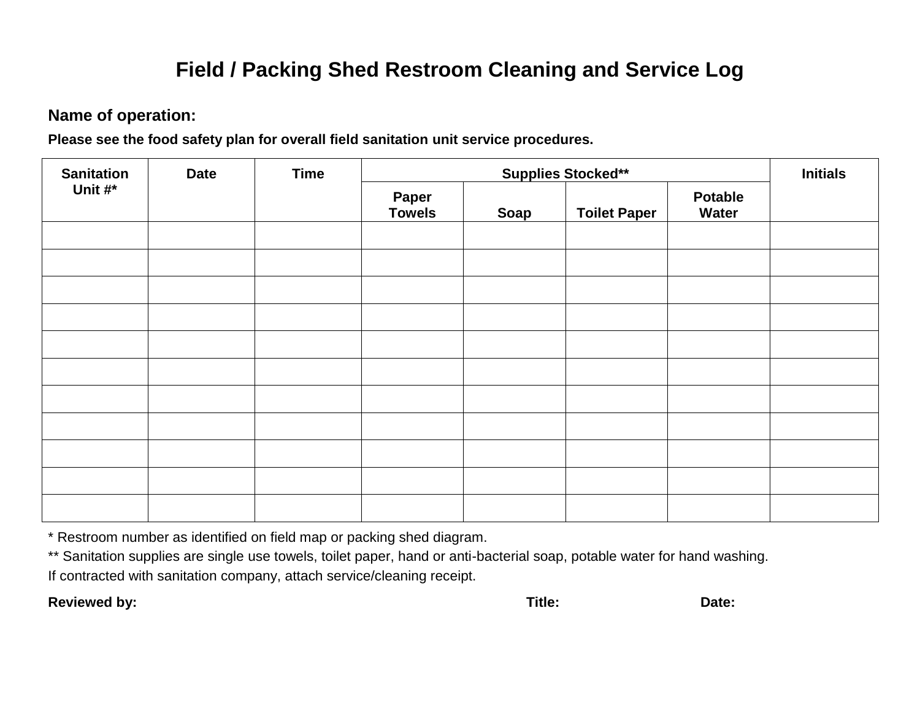# Field / Packing Shed Restroom Cleaning and Service Log

**Name of operation:**

**Please see the food safety plan for overall field sanitation unit service procedures.**

| Sanitation Unit #* | Date | Time | Supplies Stocked** | | | | Initials |
|---|---|---|---|---|---|---|---|
| | | | Paper Towels | Soap | Toilet Paper | Potable Water | |
| | | | | | | | |
| | | | | | | | |
| | | | | | | | |
| | | | | | | | |
| | | | | | | | |
| | | | | | | | |
| | | | | | | | |
| | | | | | | | |
| | | | | | | | |
| | | | | | | | |
| | | | | | | | |

* Restroom number as identified on field map or packing shed diagram.

** Sanitation supplies are single use towels, toilet paper, hand or anti-bacterial soap, potable water for hand washing.

If contracted with sanitation company, attach service/cleaning receipt.

**Reviewed by:** **Title:** **Date:**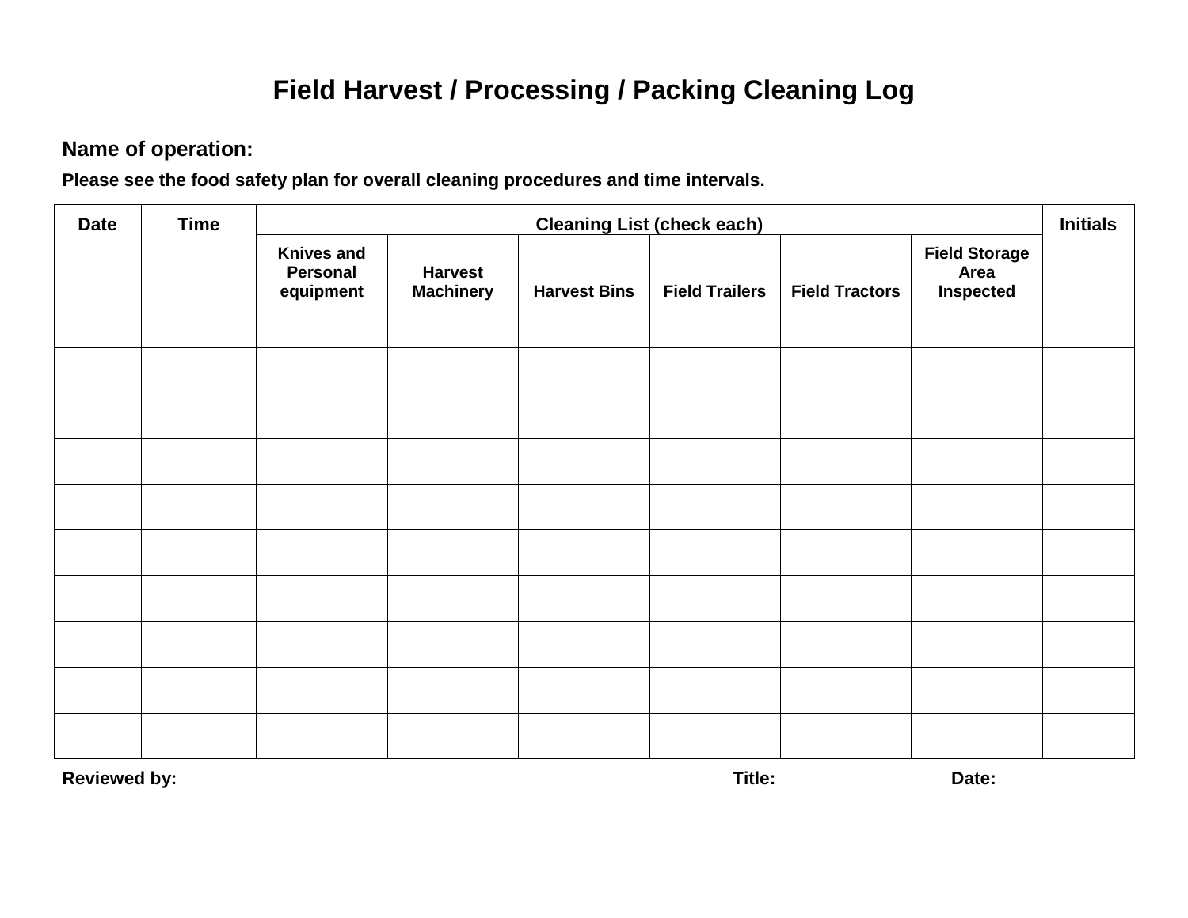# Field Harvest / Processing / Packing Cleaning Log

**Name of operation:**

**Please see the food safety plan for overall cleaning procedures and time intervals.**

| Date | Time | Cleaning List (check each) | | | | | | Initials |
|---|---|---|---|---|---|---|---|---|
| | | Knives and Personal equipment | Harvest Machinery | Harvest Bins | Field Trailers | Field Tractors | Field Storage Area Inspected | |
| | | | | | | | | |
| | | | | | | | | |
| | | | | | | | | |
| | | | | | | | | |
| | | | | | | | | |
| | | | | | | | | |
| | | | | | | | | |
| | | | | | | | | |
| | | | | | | | | |
| | | | | | | | | |

**Reviewed by:** **Title:** **Date:**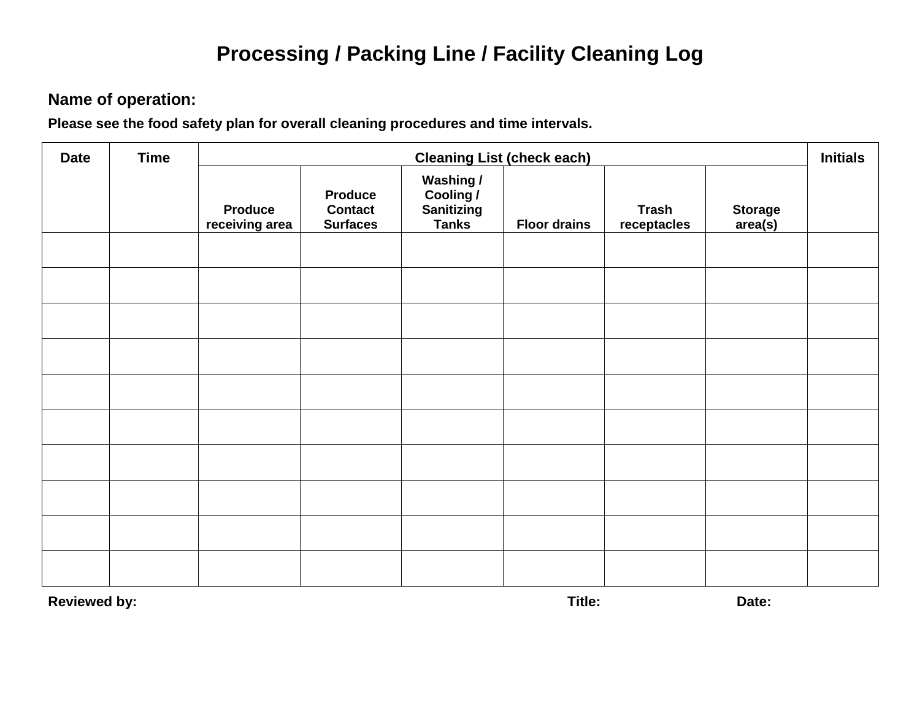# Processing / Packing Line / Facility Cleaning Log

**Name of operation:**

**Please see the food safety plan for overall cleaning procedures and time intervals.**

| Date | Time | Cleaning List (check each) | | | | | | Initials |
|---|---|---|---|---|---|---|---|---|
| | | Produce receiving area | Produce Contact Surfaces | Washing / Cooling / Sanitizing Tanks | Floor drains | Trash receptacles | Storage area(s) | |
| | | | | | | | | |
| | | | | | | | | |
| | | | | | | | | |
| | | | | | | | | |
| | | | | | | | | |
| | | | | | | | | |
| | | | | | | | | |
| | | | | | | | | |
| | | | | | | | | |
| | | | | | | | | |

**Reviewed by:** **Title:** **Date:**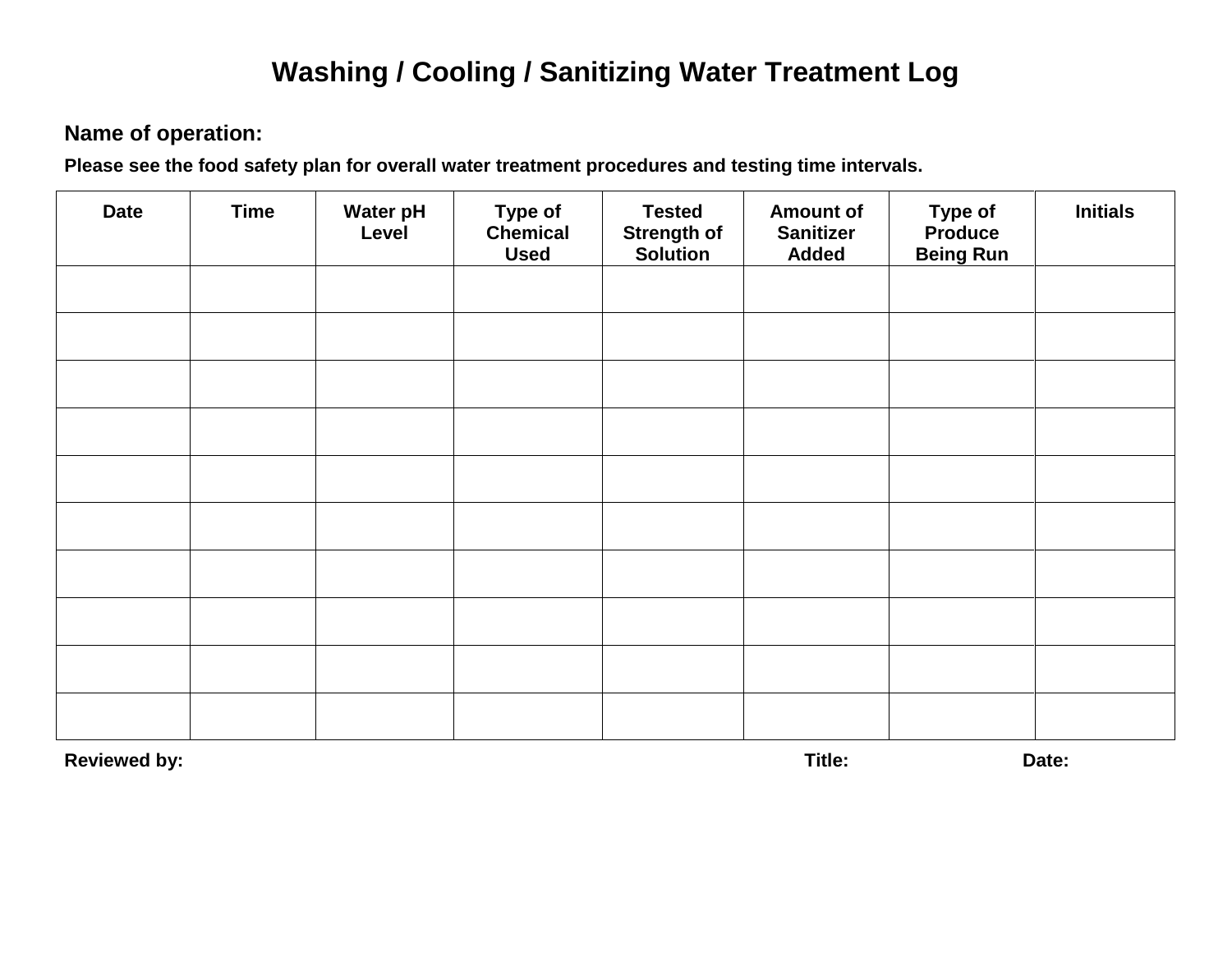# Washing / Cooling / Sanitizing Water Treatment Log

**Name of operation:**

**Please see the food safety plan for overall water treatment procedures and testing time intervals.**

| Date | Time | Water pH Level | Type of Chemical Used | Tested Strength of Solution | Amount of Sanitizer Added | Type of Produce Being Run | Initials |
|---|---|---|---|---|---|---|---|
| | | | | | | | |
| | | | | | | | |
| | | | | | | | |
| | | | | | | | |
| | | | | | | | |
| | | | | | | | |
| | | | | | | | |
| | | | | | | | |
| | | | | | | | |
| | | | | | | | |

**Reviewed by:** **Title:** **Date:**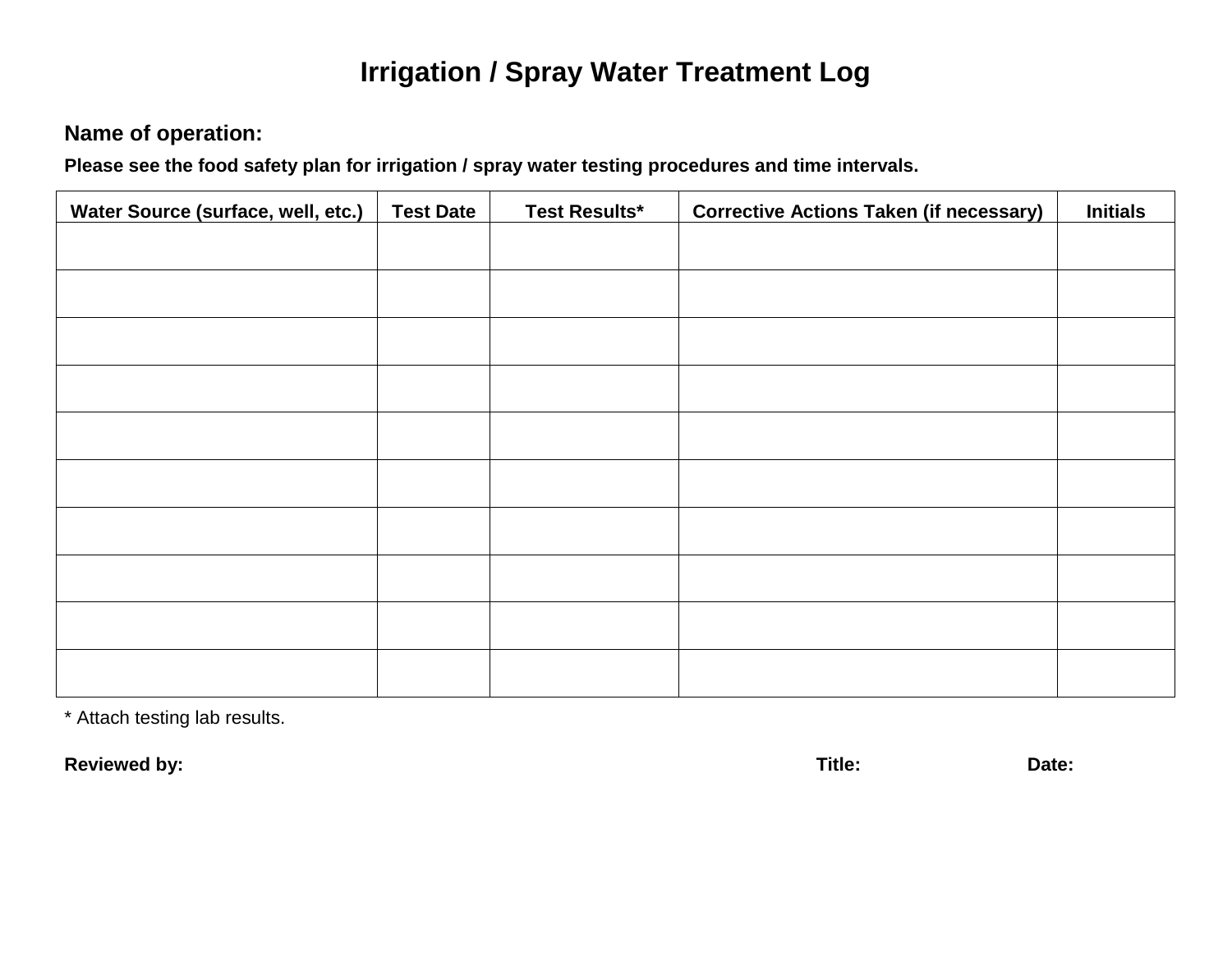# Irrigation / Spray Water Treatment Log

**Name of operation:**

**Please see the food safety plan for irrigation / spray water testing procedures and time intervals.**

| Water Source (surface, well, etc.) | Test Date | Test Results* | Corrective Actions Taken (if necessary) | Initials |
|---|---|---|---|---|
| | | | | |
| | | | | |
| | | | | |
| | | | | |
| | | | | |
| | | | | |
| | | | | |
| | | | | |
| | | | | |
| | | | | |

\* Attach testing lab results.

**Reviewed by:** **Title:** **Date:**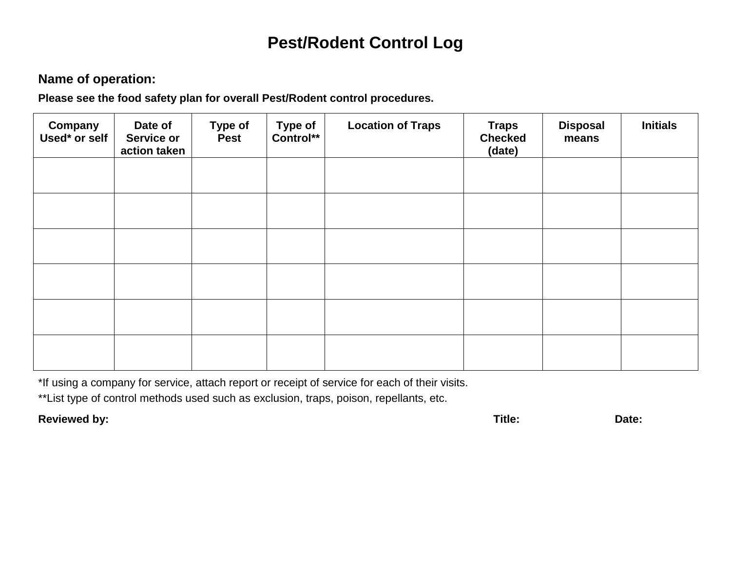# Pest/Rodent Control Log

**Name of operation:**

**Please see the food safety plan for overall Pest/Rodent control procedures.**

| Company Used* or self | Date of Service or action taken | Type of Pest | Type of Control** | Location of Traps | Traps Checked (date) | Disposal means | Initials |
|---|---|---|---|---|---|---|---|
| | | | | | | | |
| | | | | | | | |
| | | | | | | | |
| | | | | | | | |
| | | | | | | | |
| | | | | | | | |

*If using a company for service, attach report or receipt of service for each of their visits.

**List type of control methods used such as exclusion, traps, poison, repellants, etc.

**Reviewed by:** **Title:** **Date:**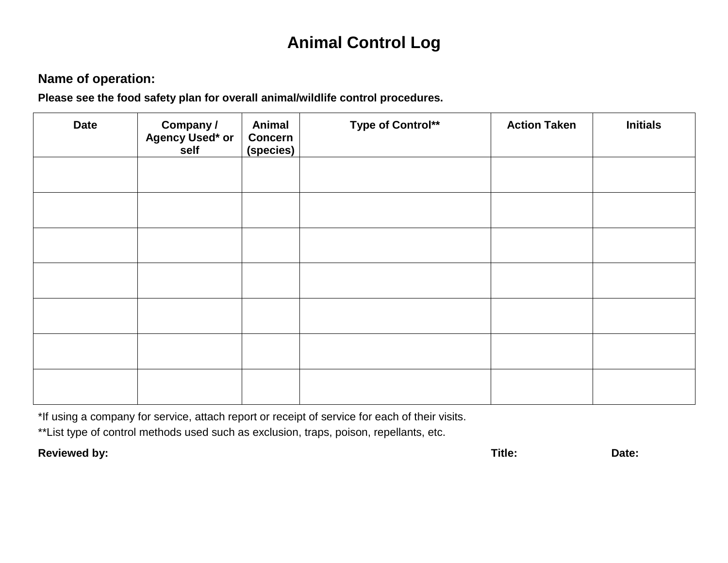# Animal Control Log

**Name of operation:**

**Please see the food safety plan for overall animal/wildlife control procedures.**

| Date | Company / Agency Used* or self | Animal Concern (species) | Type of Control** | Action Taken | Initials |
|---|---|---|---|---|---|
| | | | | | |
| | | | | | |
| | | | | | |
| | | | | | |
| | | | | | |
| | | | | | |
| | | | | | |

*If using a company for service, attach report or receipt of service for each of their visits.

**List type of control methods used such as exclusion, traps, poison, repellants, etc.

**Reviewed by:** **Title:** **Date:**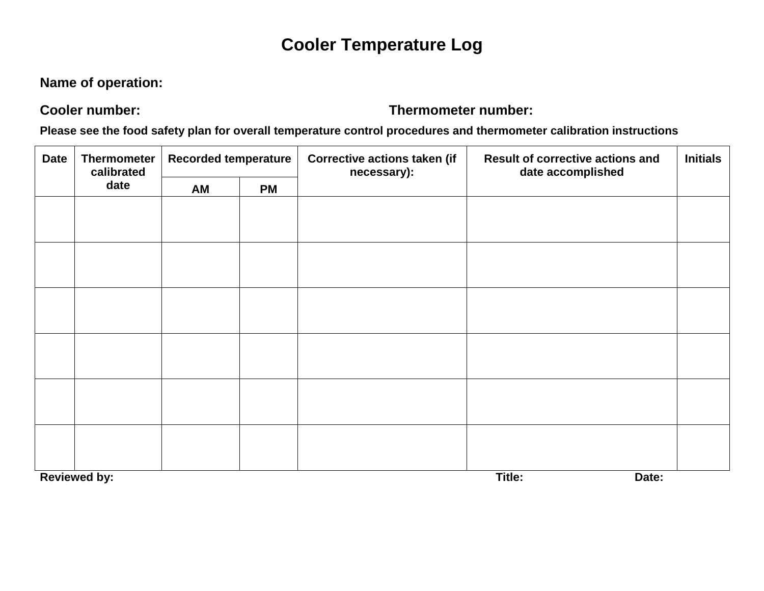# Cooler Temperature Log

**Name of operation:**

**Cooler number:** **Thermometer number:**

**Please see the food safety plan for overall temperature control procedures and thermometer calibration instructions**

| Date | Thermometer calibrated date | Recorded temperature | | Corrective actions taken (if necessary): | Result of corrective actions and date accomplished | Initials |
|---|---|---|---|---|---|---|
| | | AM | PM | | | |
| | | | | | | |
| | | | | | | |
| | | | | | | |
| | | | | | | |
| | | | | | | |
| | | | | | | |

**Reviewed by:** **Title:** **Date:**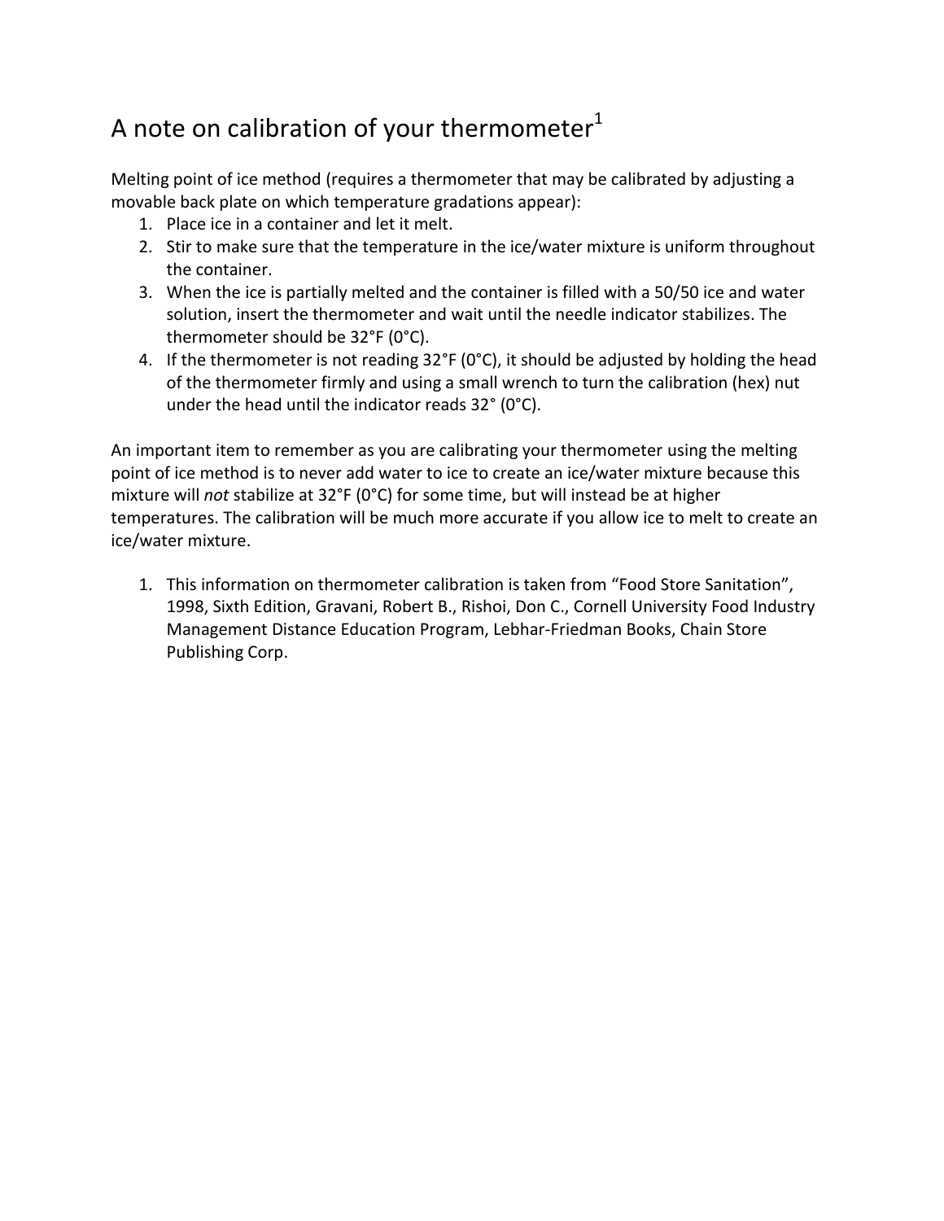# A note on calibration of your thermometer[1]

Melting point of ice method (requires a thermometer that may be calibrated by adjusting a movable back plate on which temperature gradations appear):

1. Place ice in a container and let it melt.
2. Stir to make sure that the temperature in the ice/water mixture is uniform throughout the container.
3. When the ice is partially melted and the container is filled with a 50/50 ice and water solution, insert the thermometer and wait until the needle indicator stabilizes. The thermometer should be 32°F (0°C).
4. If the thermometer is not reading 32°F (0°C), it should be adjusted by holding the head of the thermometer firmly and using a small wrench to turn the calibration (hex) nut under the head until the indicator reads 32° (0°C).

An important item to remember as you are calibrating your thermometer using the melting point of ice method is to never add water to ice to create an ice/water mixture because this mixture will *not* stabilize at 32°F (0°C) for some time, but will instead be at higher temperatures. The calibration will be much more accurate if you allow ice to melt to create an ice/water mixture.

1. This information on thermometer calibration is taken from "Food Store Sanitation", 1998, Sixth Edition, Gravani, Robert B., Rishoi, Don C., Cornell University Food Industry Management Distance Education Program, Lebhar-Friedman Books, Chain Store Publishing Corp.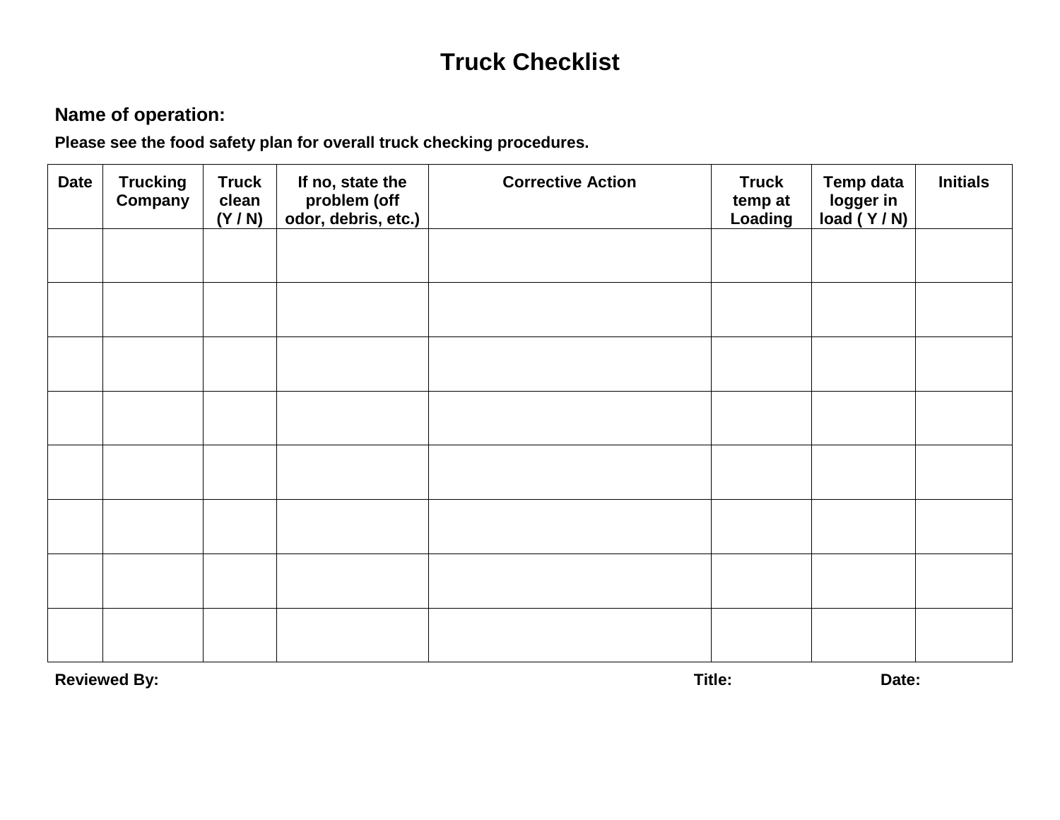# Truck Checklist

**Name of operation:**

**Please see the food safety plan for overall truck checking procedures.**

| Date | Trucking Company | Truck clean (Y / N) | If no, state the problem (off odor, debris, etc.) | Corrective Action | Truck temp at Loading | Temp data logger in load ( Y / N) | Initials |
|---|---|---|---|---|---|---|---|
| | | | | | | | |
| | | | | | | | |
| | | | | | | | |
| | | | | | | | |
| | | | | | | | |
| | | | | | | | |
| | | | | | | | |
| | | | | | | | |

**Reviewed By:** **Title:** **Date:**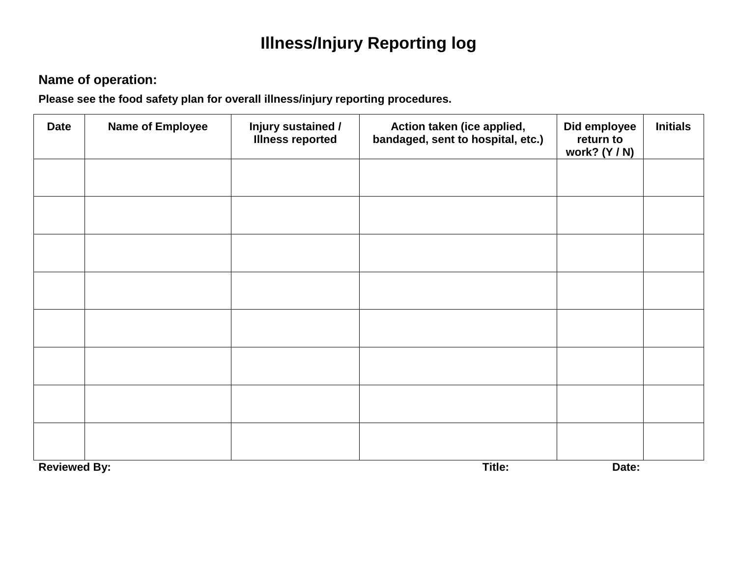# Illness/Injury Reporting log

**Name of operation:**

**Please see the food safety plan for overall illness/injury reporting procedures.**

| Date | Name of Employee | Injury sustained / Illness reported | Action taken (ice applied, bandaged, sent to hospital, etc.) | Did employee return to work? (Y / N) | Initials |
|---|---|---|---|---|---|
| | | | | | |
| | | | | | |
| | | | | | |
| | | | | | |
| | | | | | |
| | | | | | |
| | | | | | |
| | | | | | |

**Reviewed By:** **Title:** **Date:**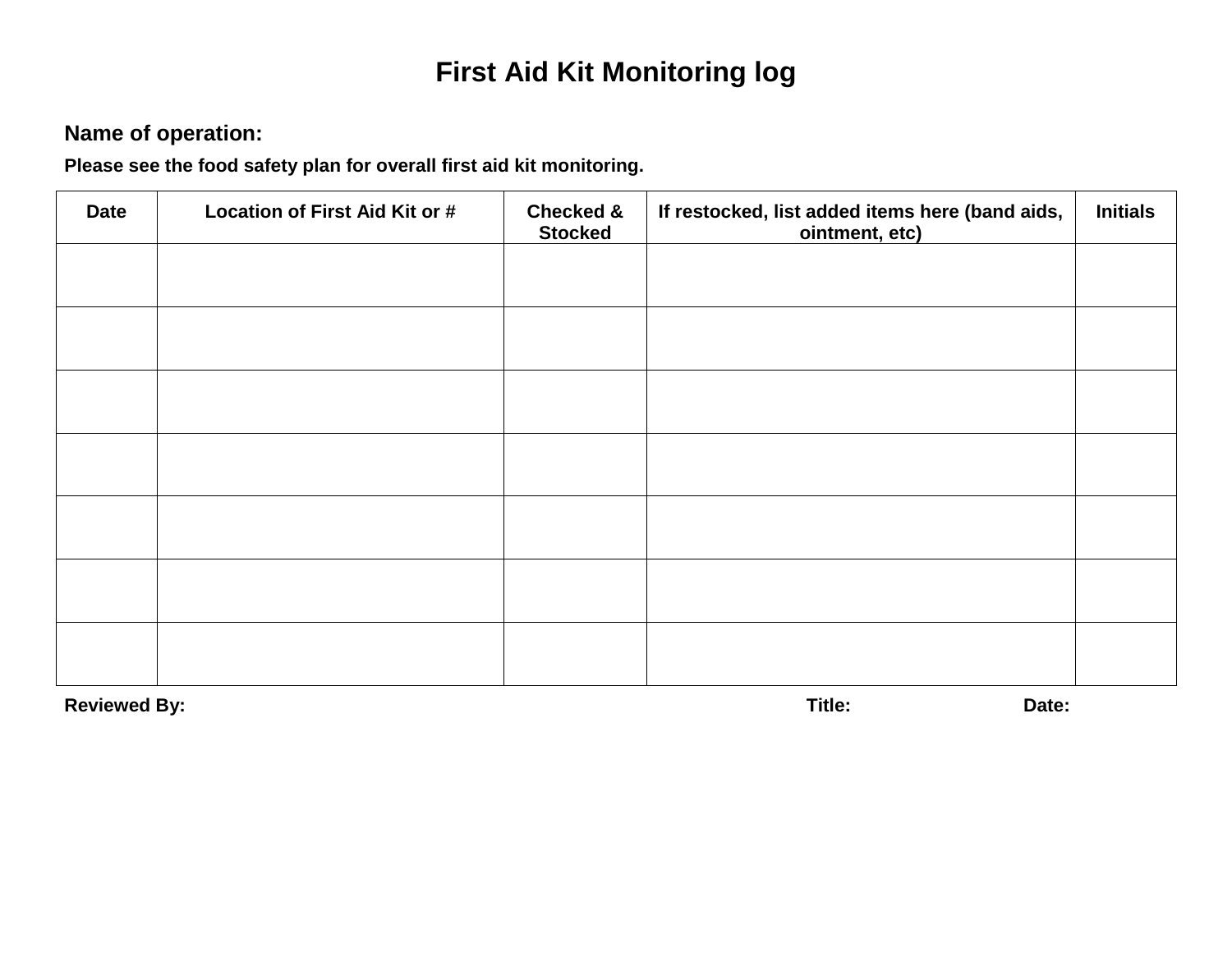# First Aid Kit Monitoring log

**Name of operation:**

**Please see the food safety plan for overall first aid kit monitoring.**

| Date | Location of First Aid Kit or # | Checked & Stocked | If restocked, list added items here (band aids, ointment, etc) | Initials |
|---|---|---|---|---|
| | | | | |
| | | | | |
| | | | | |
| | | | | |
| | | | | |
| | | | | |
| | | | | |

**Reviewed By:** **Title:** **Date:**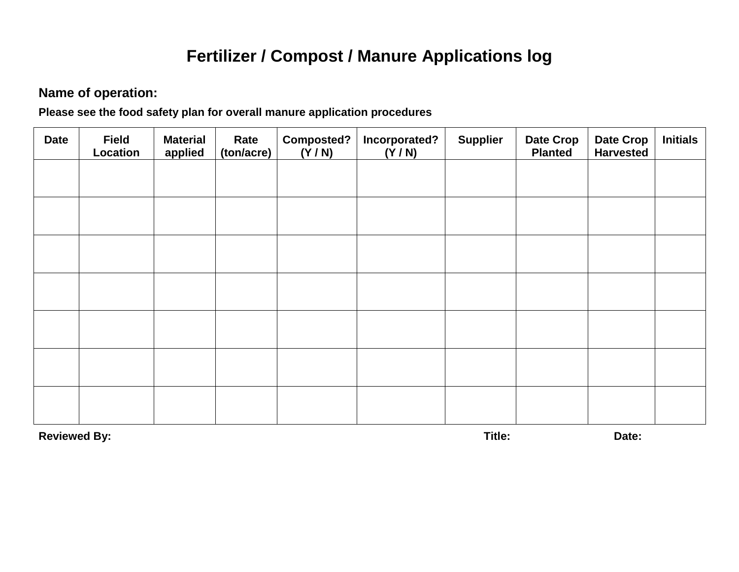# Fertilizer / Compost / Manure Applications log

**Name of operation:**

**Please see the food safety plan for overall manure application procedures**

| Date | Field Location | Material applied | Rate (ton/acre) | Composted? (Y / N) | Incorporated? (Y / N) | Supplier | Date Crop Planted | Date Crop Harvested | Initials |
|---|---|---|---|---|---|---|---|---|---|
| | | | | | | | | | |
| | | | | | | | | | |
| | | | | | | | | | |
| | | | | | | | | | |
| | | | | | | | | | |
| | | | | | | | | | |
| | | | | | | | | | |

**Reviewed By:** **Title:** **Date:**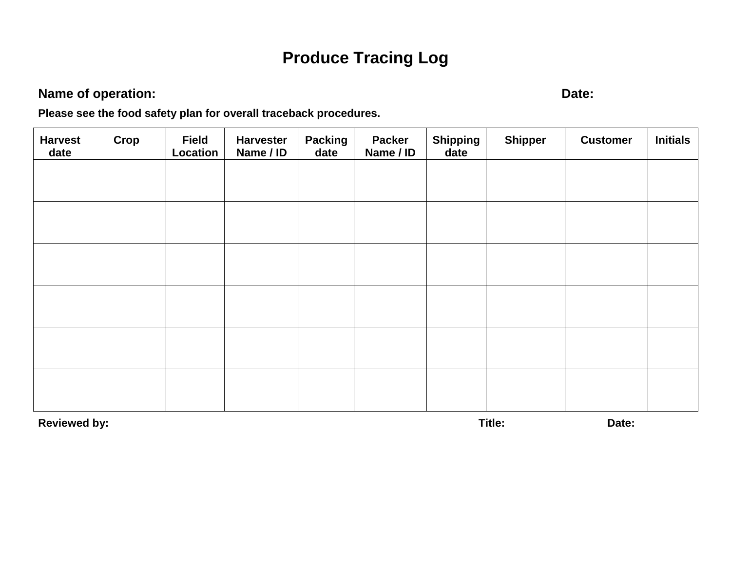# Produce Tracing Log

**Name of operation:** **Date:**

**Please see the food safety plan for overall traceback procedures.**

| Harvest date | Crop | Field Location | Harvester Name / ID | Packing date | Packer Name / ID | Shipping date | Shipper | Customer | Initials |
|---|---|---|---|---|---|---|---|---|---|
| | | | | | | | | | |
| | | | | | | | | | |
| | | | | | | | | | |
| | | | | | | | | | |
| | | | | | | | | | |
| | | | | | | | | | |

**Reviewed by:** **Title:** **Date:**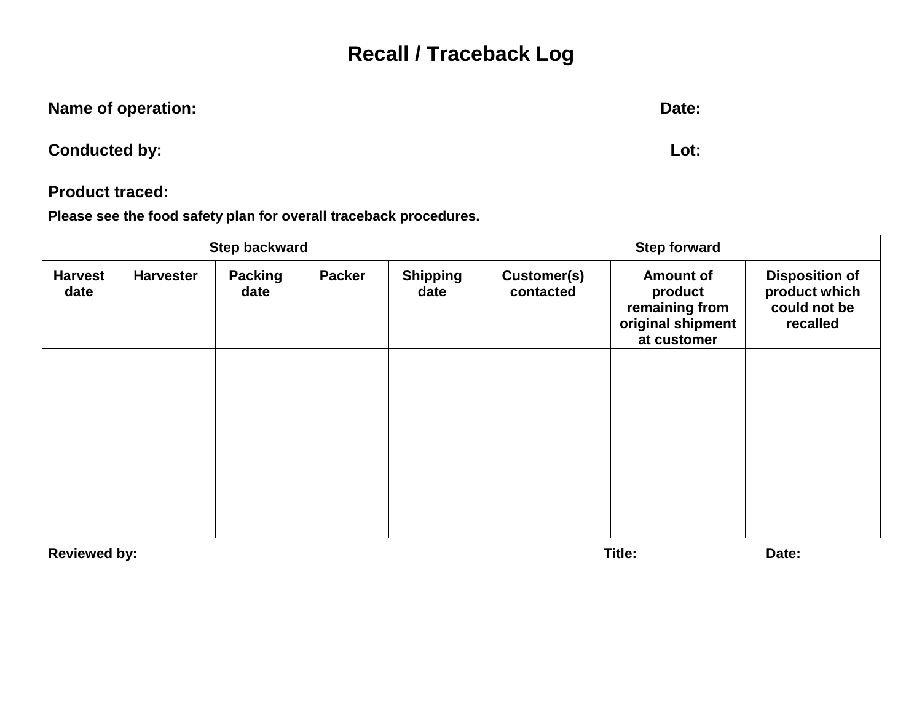# Recall / Traceback Log

**Name of operation:** **Date:**

**Conducted by:** **Lot:**

**Product traced:**

**Please see the food safety plan for overall traceback procedures.**

| Step backward | | | | | Step forward | | |
|---|---|---|---|---|---|---|---|
| **Harvest date** | **Harvester** | **Packing date** | **Packer** | **Shipping date** | **Customer(s) contacted** | **Amount of product remaining from original shipment at customer** | **Disposition of product which could not be recalled** |
| | | | | | | | |

**Reviewed by:** **Title:** **Date:**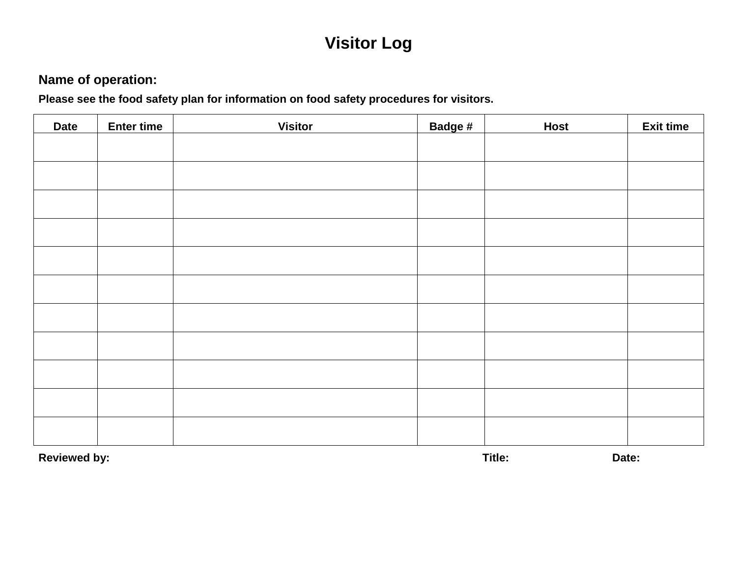# Visitor Log

**Name of operation:**

**Please see the food safety plan for information on food safety procedures for visitors.**

| Date | Enter time | Visitor | Badge # | Host | Exit time |
|---|---|---|---|---|---|
| | | | | | |
| | | | | | |
| | | | | | |
| | | | | | |
| | | | | | |
| | | | | | |
| | | | | | |
| | | | | | |
| | | | | | |
| | | | | | |
| | | | | | |

**Reviewed by:** **Title:** **Date:**